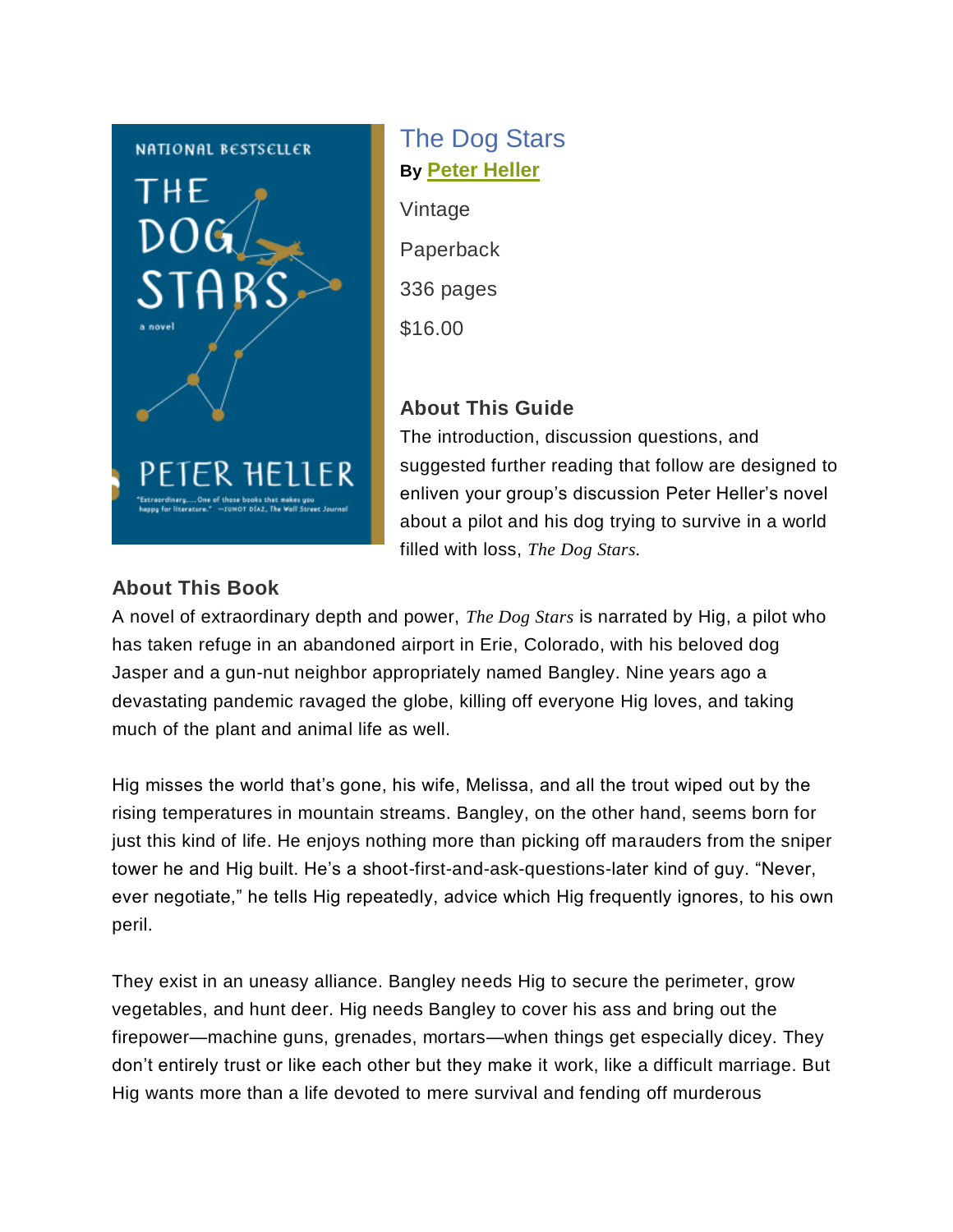# The Dog Stars

**By Peter Heller**

Vintage

Paperback

336 pages

$16.00

### About This Guide

The introduction, discussion questions, and suggested further reading that follow are designed to enliven your group's discussion Peter Heller's novel about a pilot and his dog trying to survive in a world filled with loss, *The Dog Stars*.

### About This Book

A novel of extraordinary depth and power, *The Dog Stars* is narrated by Hig, a pilot who has taken refuge in an abandoned airport in Erie, Colorado, with his beloved dog Jasper and a gun-nut neighbor appropriately named Bangley. Nine years ago a devastating pandemic ravaged the globe, killing off everyone Hig loves, and taking much of the plant and animal life as well.

Hig misses the world that's gone, his wife, Melissa, and all the trout wiped out by the rising temperatures in mountain streams. Bangley, on the other hand, seems born for just this kind of life. He enjoys nothing more than picking off marauders from the sniper tower he and Hig built. He's a shoot-first-and-ask-questions-later kind of guy. "Never, ever negotiate," he tells Hig repeatedly, advice which Hig frequently ignores, to his own peril.

They exist in an uneasy alliance. Bangley needs Hig to secure the perimeter, grow vegetables, and hunt deer. Hig needs Bangley to cover his ass and bring out the firepower—machine guns, grenades, mortars—when things get especially dicey. They don't entirely trust or like each other but they make it work, like a difficult marriage. But Hig wants more than a life devoted to mere survival and fending off murderous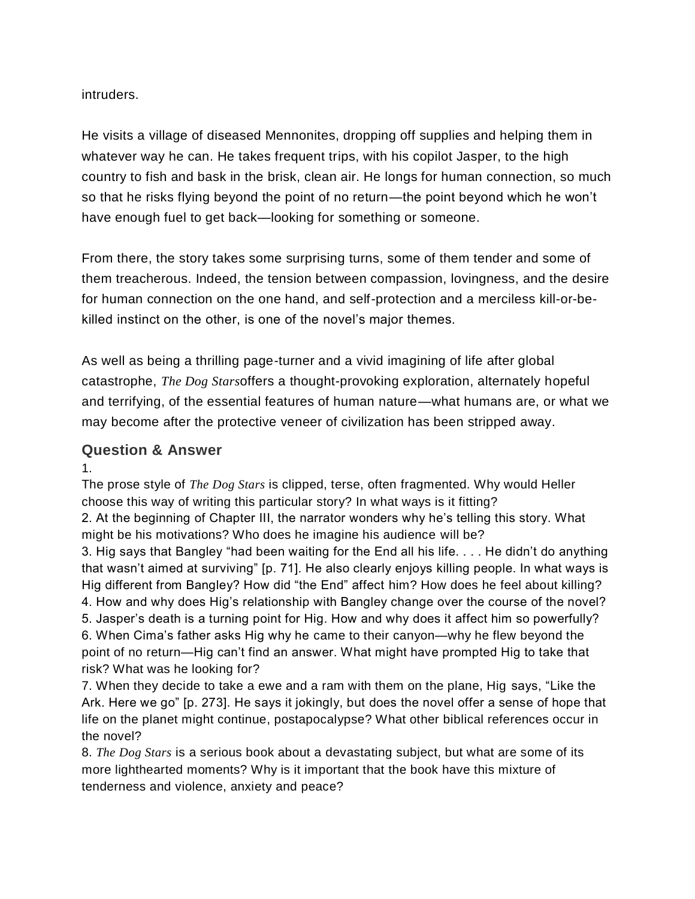intruders.

He visits a village of diseased Mennonites, dropping off supplies and helping them in whatever way he can. He takes frequent trips, with his copilot Jasper, to the high country to fish and bask in the brisk, clean air. He longs for human connection, so much so that he risks flying beyond the point of no return—the point beyond which he won't have enough fuel to get back—looking for something or someone.

From there, the story takes some surprising turns, some of them tender and some of them treacherous. Indeed, the tension between compassion, lovingness, and the desire for human connection on the one hand, and self-protection and a merciless kill-or-be-killed instinct on the other, is one of the novel's major themes.

As well as being a thrilling page-turner and a vivid imagining of life after global catastrophe, *The Dog Stars*offers a thought-provoking exploration, alternately hopeful and terrifying, of the essential features of human nature—what humans are, or what we may become after the protective veneer of civilization has been stripped away.

### Question & Answer

1.
The prose style of *The Dog Stars* is clipped, terse, often fragmented. Why would Heller choose this way of writing this particular story? In what ways is it fitting?
2. At the beginning of Chapter III, the narrator wonders why he's telling this story. What might be his motivations? Who does he imagine his audience will be?
3. Hig says that Bangley "had been waiting for the End all his life. . . . He didn't do anything that wasn't aimed at surviving" [p. 71]. He also clearly enjoys killing people. In what ways is Hig different from Bangley? How did "the End" affect him? How does he feel about killing?
4. How and why does Hig's relationship with Bangley change over the course of the novel?
5. Jasper's death is a turning point for Hig. How and why does it affect him so powerfully?
6. When Cima's father asks Hig why he came to their canyon—why he flew beyond the point of no return—Hig can't find an answer. What might have prompted Hig to take that risk? What was he looking for?
7. When they decide to take a ewe and a ram with them on the plane, Hig says, "Like the Ark. Here we go" [p. 273]. He says it jokingly, but does the novel offer a sense of hope that life on the planet might continue, postapocalypse? What other biblical references occur in the novel?
8. *The Dog Stars* is a serious book about a devastating subject, but what are some of its more lighthearted moments? Why is it important that the book have this mixture of tenderness and violence, anxiety and peace?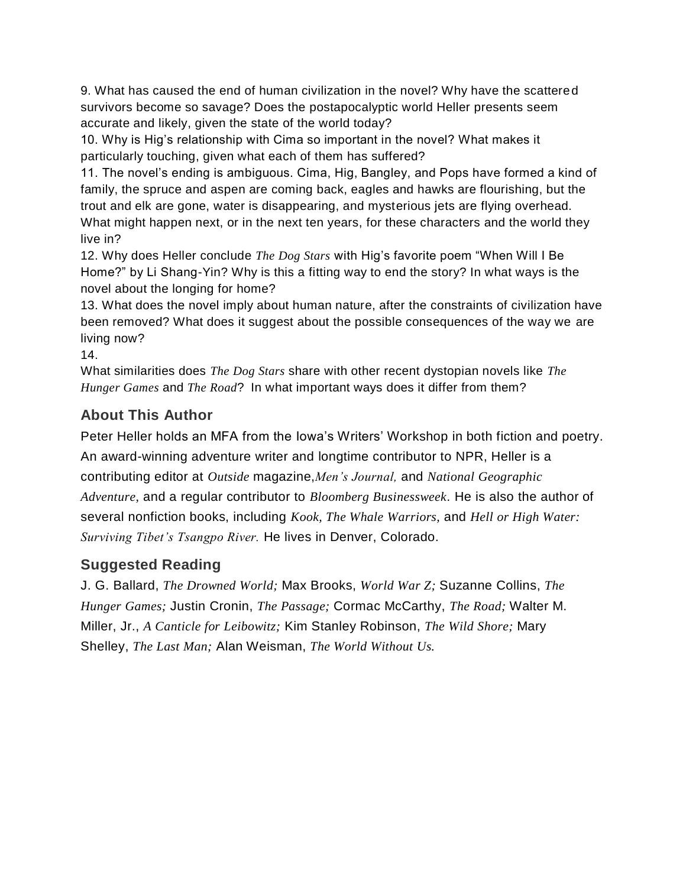9. What has caused the end of human civilization in the novel? Why have the scattered survivors become so savage? Does the postapocalyptic world Heller presents seem accurate and likely, given the state of the world today?

10. Why is Hig's relationship with Cima so important in the novel? What makes it particularly touching, given what each of them has suffered?

11. The novel's ending is ambiguous. Cima, Hig, Bangley, and Pops have formed a kind of family, the spruce and aspen are coming back, eagles and hawks are flourishing, but the trout and elk are gone, water is disappearing, and mysterious jets are flying overhead. What might happen next, or in the next ten years, for these characters and the world they live in?

12. Why does Heller conclude *The Dog Stars* with Hig's favorite poem "When Will I Be Home?" by Li Shang-Yin? Why is this a fitting way to end the story? In what ways is the novel about the longing for home?

13. What does the novel imply about human nature, after the constraints of civilization have been removed? What does it suggest about the possible consequences of the way we are living now?

14. What similarities does *The Dog Stars* share with other recent dystopian novels like *The Hunger Games* and *The Road*? In what important ways does it differ from them?

## About This Author

Peter Heller holds an MFA from the Iowa's Writers' Workshop in both fiction and poetry. An award-winning adventure writer and longtime contributor to NPR, Heller is a contributing editor at *Outside* magazine, *Men's Journal,* and *National Geographic Adventure*, and a regular contributor to *Bloomberg Businessweek*. He is also the author of several nonfiction books, including *Kook, The Whale Warriors*, and *Hell or High Water: Surviving Tibet's Tsangpo River.* He lives in Denver, Colorado.

## Suggested Reading

J. G. Ballard, *The Drowned World;* Max Brooks, *World War Z;* Suzanne Collins, *The Hunger Games;* Justin Cronin, *The Passage;* Cormac McCarthy, *The Road;* Walter M. Miller, Jr., *A Canticle for Leibowitz;* Kim Stanley Robinson, *The Wild Shore;* Mary Shelley, *The Last Man;* Alan Weisman, *The World Without Us.*